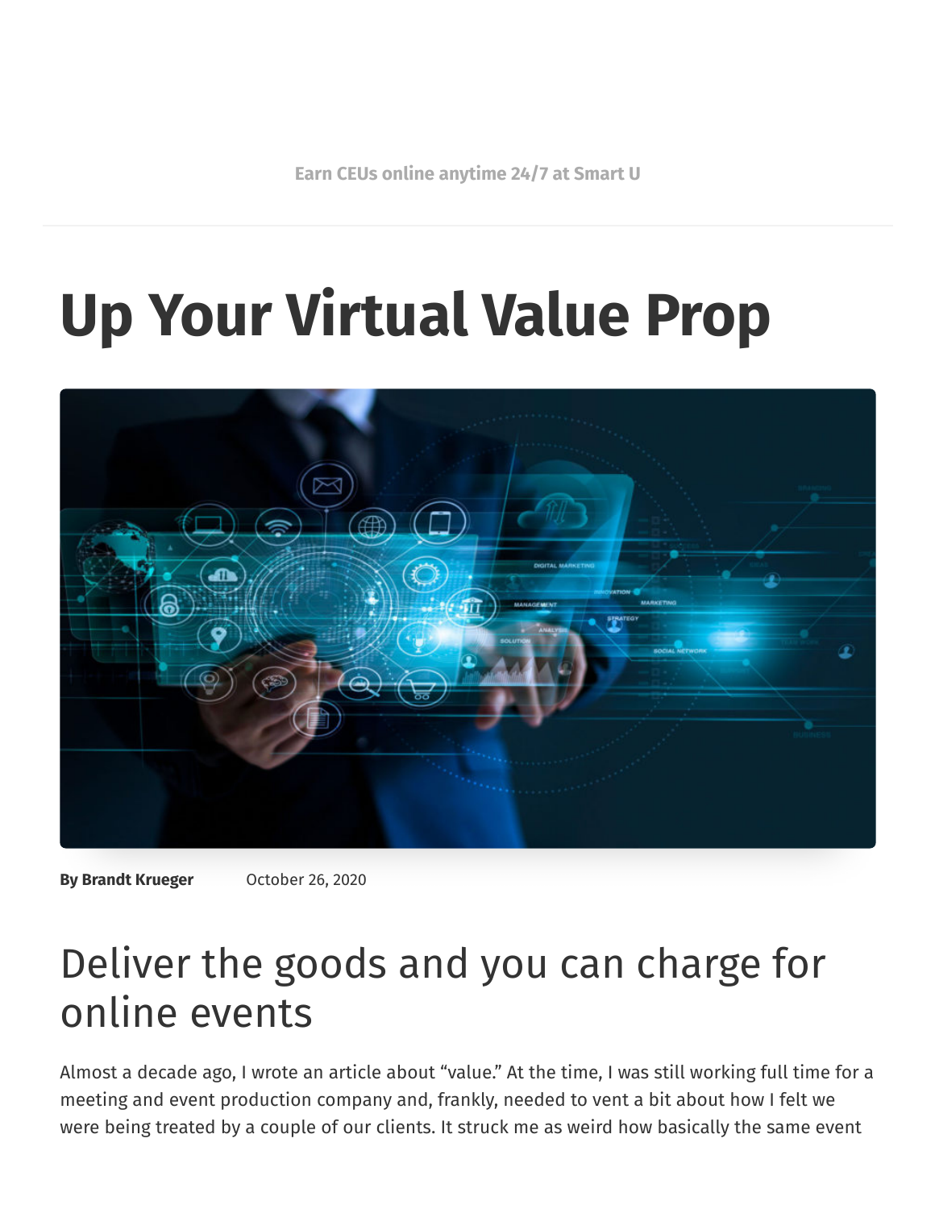Earn CEUs online anytime 24/7 at Smart U

# Up Your Virtual Value Prop

**By Brandt Krueger** October 26, 2020

## Deliver the goods and you can charge for online events

Almost a decade ago, I wrote an article about "value." At the time, I was still working full time for a meeting and event production company and, frankly, needed to vent a bit about how I felt we were being treated by a couple of our clients. It struck me as weird how basically the same event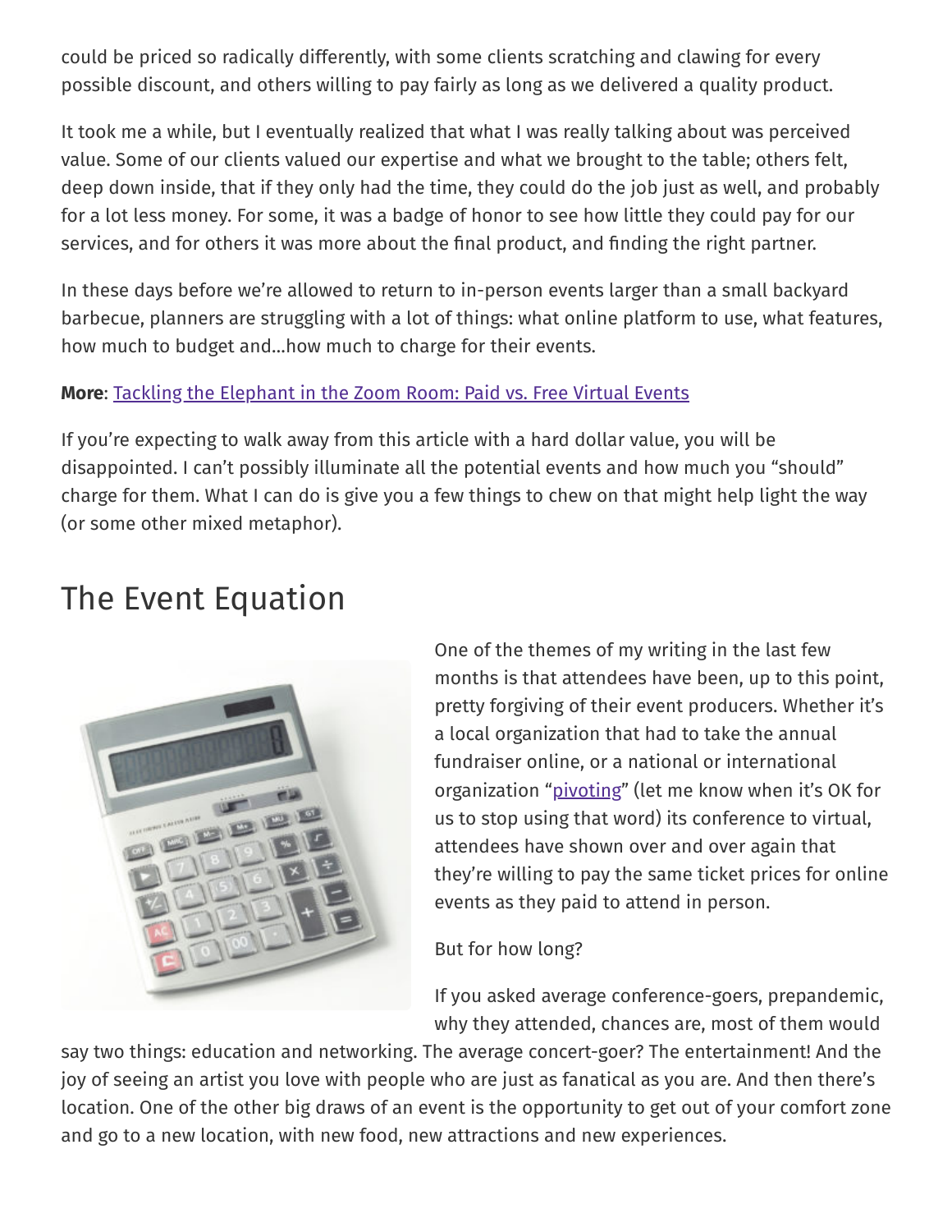could be priced so radically differently, with some clients scratching and clawing for every possible discount, and others willing to pay fairly as long as we delivered a quality product.

It took me a while, but I eventually realized that what I was really talking about was perceived value. Some of our clients valued our expertise and what we brought to the table; others felt, deep down inside, that if they only had the time, they could do the job just as well, and probably for a lot less money. For some, it was a badge of honor to see how little they could pay for our services, and for others it was more about the final product, and finding the right partner.

In these days before we're allowed to return to in-person events larger than a small backyard barbecue, planners are struggling with a lot of things: what online platform to use, what features, how much to budget and...how much to charge for their events.

**More**: Tackling the Elephant in the Zoom Room: Paid vs. Free Virtual Events

If you're expecting to walk away from this article with a hard dollar value, you will be disappointed. I can't possibly illuminate all the potential events and how much you "should" charge for them. What I can do is give you a few things to chew on that might help light the way (or some other mixed metaphor).

## The Event Equation

One of the themes of my writing in the last few months is that attendees have been, up to this point, pretty forgiving of their event producers. Whether it's a local organization that had to take the annual fundraiser online, or a national or international organization "pivoting" (let me know when it's OK for us to stop using that word) its conference to virtual, attendees have shown over and over again that they're willing to pay the same ticket prices for online events as they paid to attend in person.

But for how long?

If you asked average conference-goers, prepandemic, why they attended, chances are, most of them would say two things: education and networking. The average concert-goer? The entertainment! And the joy of seeing an artist you love with people who are just as fanatical as you are. And then there's location. One of the other big draws of an event is the opportunity to get out of your comfort zone and go to a new location, with new food, new attractions and new experiences.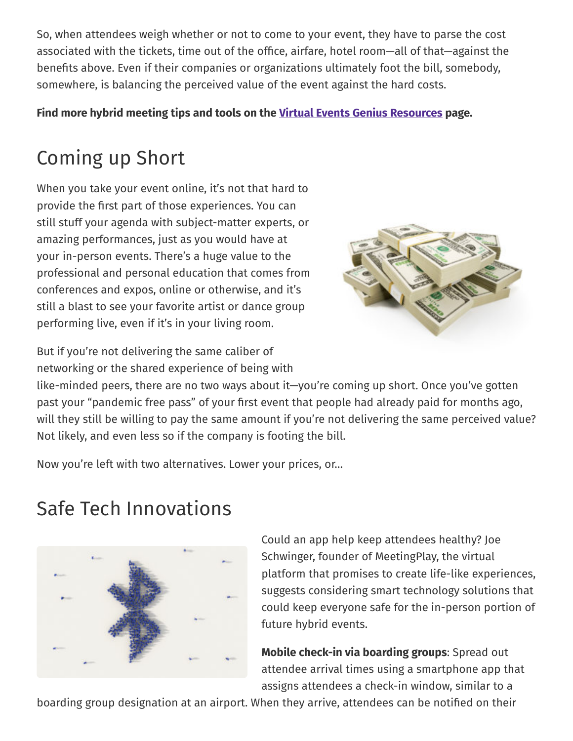So, when attendees weigh whether or not to come to your event, they have to parse the cost associated with the tickets, time out of the office, airfare, hotel room—all of that—against the benefits above. Even if their companies or organizations ultimately foot the bill, somebody, somewhere, is balancing the perceived value of the event against the hard costs.

**Find more hybrid meeting tips and tools on the Virtual Events Genius Resources page.**

## Coming up Short

When you take your event online, it's not that hard to provide the first part of those experiences. You can still stuff your agenda with subject-matter experts, or amazing performances, just as you would have at your in-person events. There's a huge value to the professional and personal education that comes from conferences and expos, online or otherwise, and it's still a blast to see your favorite artist or dance group performing live, even if it's in your living room.

But if you're not delivering the same caliber of networking or the shared experience of being with like-minded peers, there are no two ways about it—you're coming up short. Once you've gotten past your "pandemic free pass" of your first event that people had already paid for months ago, will they still be willing to pay the same amount if you're not delivering the same perceived value? Not likely, and even less so if the company is footing the bill.

Now you're left with two alternatives. Lower your prices, or...

## Safe Tech Innovations

Could an app help keep attendees healthy? Joe Schwinger, founder of MeetingPlay, the virtual platform that promises to create life-like experiences, suggests considering smart technology solutions that could keep everyone safe for the in-person portion of future hybrid events.

**Mobile check-in via boarding groups**: Spread out attendee arrival times using a smartphone app that assigns attendees a check-in window, similar to a boarding group designation at an airport. When they arrive, attendees can be notified on their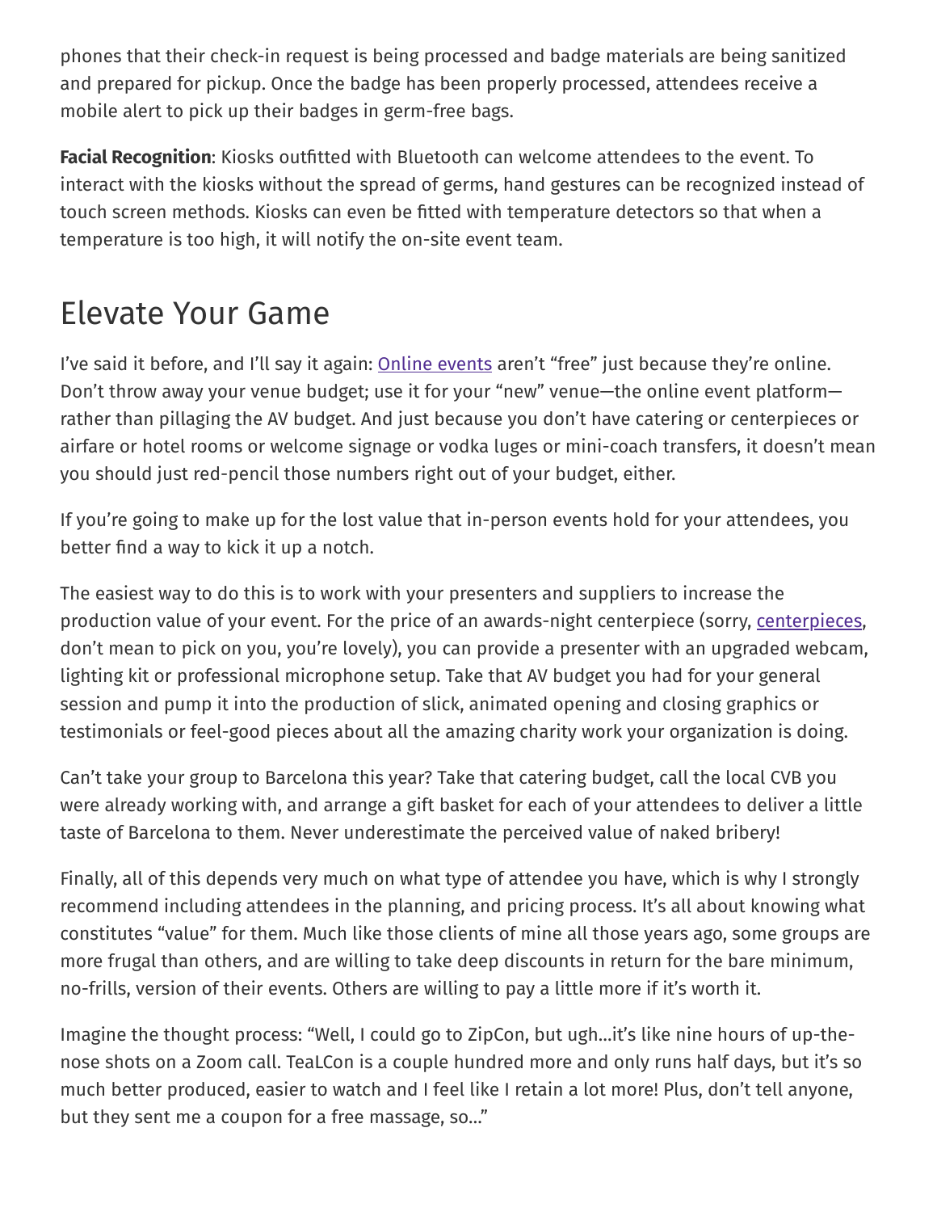phones that their check-in request is being processed and badge materials are being sanitized and prepared for pickup. Once the badge has been properly processed, attendees receive a mobile alert to pick up their badges in germ-free bags.

**Facial Recognition**: Kiosks outfitted with Bluetooth can welcome attendees to the event. To interact with the kiosks without the spread of germs, hand gestures can be recognized instead of touch screen methods. Kiosks can even be fitted with temperature detectors so that when a temperature is too high, it will notify the on-site event team.

## Elevate Your Game

I've said it before, and I'll say it again: Online events aren't "free" just because they're online. Don't throw away your venue budget; use it for your "new" venue—the online event platform—rather than pillaging the AV budget. And just because you don't have catering or centerpieces or airfare or hotel rooms or welcome signage or vodka luges or mini-coach transfers, it doesn't mean you should just red-pencil those numbers right out of your budget, either.

If you're going to make up for the lost value that in-person events hold for your attendees, you better find a way to kick it up a notch.

The easiest way to do this is to work with your presenters and suppliers to increase the production value of your event. For the price of an awards-night centerpiece (sorry, centerpieces, don't mean to pick on you, you're lovely), you can provide a presenter with an upgraded webcam, lighting kit or professional microphone setup. Take that AV budget you had for your general session and pump it into the production of slick, animated opening and closing graphics or testimonials or feel-good pieces about all the amazing charity work your organization is doing.

Can't take your group to Barcelona this year? Take that catering budget, call the local CVB you were already working with, and arrange a gift basket for each of your attendees to deliver a little taste of Barcelona to them. Never underestimate the perceived value of naked bribery!

Finally, all of this depends very much on what type of attendee you have, which is why I strongly recommend including attendees in the planning, and pricing process. It's all about knowing what constitutes "value" for them. Much like those clients of mine all those years ago, some groups are more frugal than others, and are willing to take deep discounts in return for the bare minimum, no-frills, version of their events. Others are willing to pay a little more if it's worth it.

Imagine the thought process: "Well, I could go to ZipCon, but ugh…it's like nine hours of up-the-nose shots on a Zoom call. TeaLCon is a couple hundred more and only runs half days, but it's so much better produced, easier to watch and I feel like I retain a lot more! Plus, don't tell anyone, but they sent me a coupon for a free massage, so…"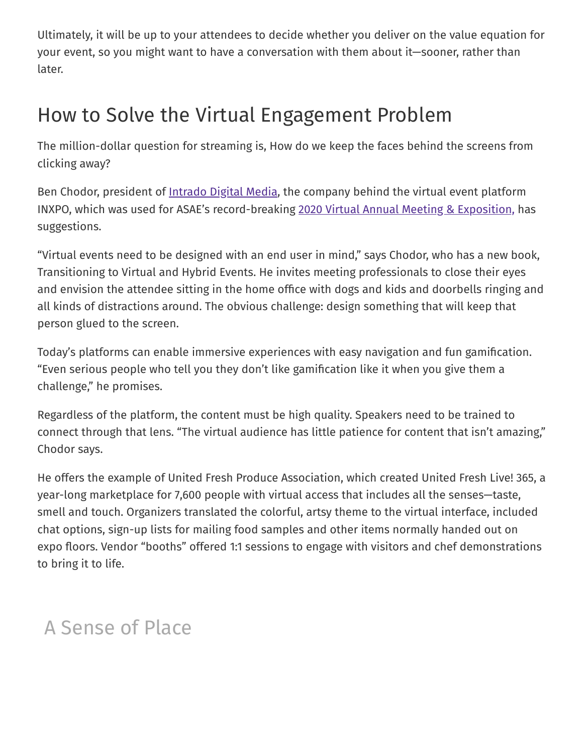Ultimately, it will be up to your attendees to decide whether you deliver on the value equation for your event, so you might want to have a conversation with them about it—sooner, rather than later.

## How to Solve the Virtual Engagement Problem

The million-dollar question for streaming is, How do we keep the faces behind the screens from clicking away?

Ben Chodor, president of Intrado Digital Media, the company behind the virtual event platform INXPO, which was used for ASAE's record-breaking 2020 Virtual Annual Meeting & Exposition, has suggestions.

"Virtual events need to be designed with an end user in mind," says Chodor, who has a new book, Transitioning to Virtual and Hybrid Events. He invites meeting professionals to close their eyes and envision the attendee sitting in the home office with dogs and kids and doorbells ringing and all kinds of distractions around. The obvious challenge: design something that will keep that person glued to the screen.

Today's platforms can enable immersive experiences with easy navigation and fun gamification. "Even serious people who tell you they don't like gamification like it when you give them a challenge," he promises.

Regardless of the platform, the content must be high quality. Speakers need to be trained to connect through that lens. "The virtual audience has little patience for content that isn't amazing," Chodor says.

He offers the example of United Fresh Produce Association, which created United Fresh Live! 365, a year-long marketplace for 7,600 people with virtual access that includes all the senses—taste, smell and touch. Organizers translated the colorful, artsy theme to the virtual interface, included chat options, sign-up lists for mailing food samples and other items normally handed out on expo floors. Vendor "booths" offered 1:1 sessions to engage with visitors and chef demonstrations to bring it to life.

## A Sense of Place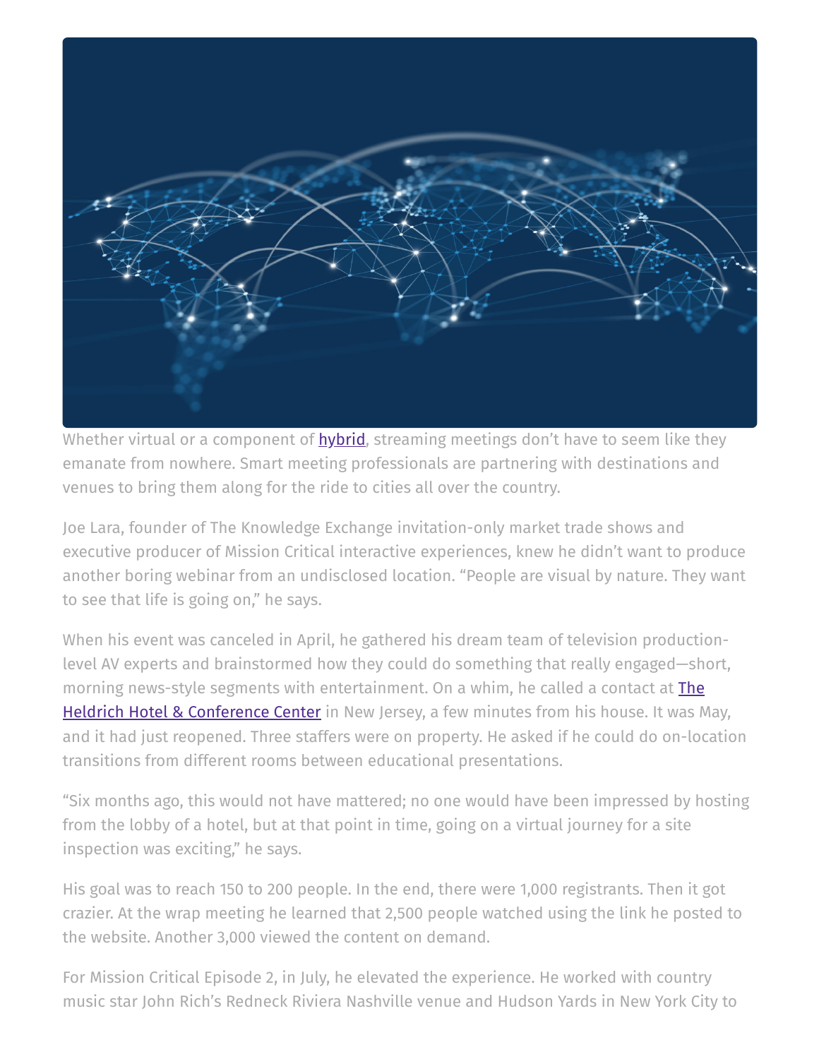Whether virtual or a component of hybrid, streaming meetings don't have to seem like they emanate from nowhere. Smart meeting professionals are partnering with destinations and venues to bring them along for the ride to cities all over the country.

Joe Lara, founder of The Knowledge Exchange invitation-only market trade shows and executive producer of Mission Critical interactive experiences, knew he didn't want to produce another boring webinar from an undisclosed location. "People are visual by nature. They want to see that life is going on," he says.

When his event was canceled in April, he gathered his dream team of television production-level AV experts and brainstormed how they could do something that really engaged—short, morning news-style segments with entertainment. On a whim, he called a contact at The Heldrich Hotel & Conference Center in New Jersey, a few minutes from his house. It was May, and it had just reopened. Three staffers were on property. He asked if he could do on-location transitions from different rooms between educational presentations.

"Six months ago, this would not have mattered; no one would have been impressed by hosting from the lobby of a hotel, but at that point in time, going on a virtual journey for a site inspection was exciting," he says.

His goal was to reach 150 to 200 people. In the end, there were 1,000 registrants. Then it got crazier. At the wrap meeting he learned that 2,500 people watched using the link he posted to the website. Another 3,000 viewed the content on demand.

For Mission Critical Episode 2, in July, he elevated the experience. He worked with country music star John Rich's Redneck Riviera Nashville venue and Hudson Yards in New York City to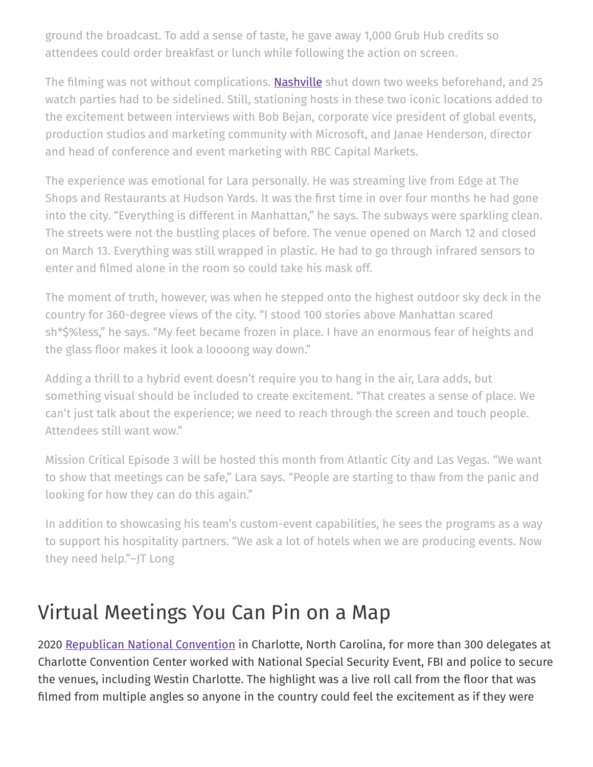ground the broadcast. To add a sense of taste, he gave away 1,000 Grub Hub credits so attendees could order breakfast or lunch while following the action on screen.

The filming was not without complications. [Nashville](#) shut down two weeks beforehand, and 25 watch parties had to be sidelined. Still, stationing hosts in these two iconic locations added to the excitement between interviews with Bob Bejan, corporate vice president of global events, production studios and marketing community with Microsoft, and Janae Henderson, director and head of conference and event marketing with RBC Capital Markets.

The experience was emotional for Lara personally. He was streaming live from Edge at The Shops and Restaurants at Hudson Yards. It was the first time in over four months he had gone into the city. "Everything is different in Manhattan," he says. The subways were sparkling clean. The streets were not the bustling places of before. The venue opened on March 12 and closed on March 13. Everything was still wrapped in plastic. He had to go through infrared sensors to enter and filmed alone in the room so could take his mask off.

The moment of truth, however, was when he stepped onto the highest outdoor sky deck in the country for 360-degree views of the city. "I stood 100 stories above Manhattan scared sh*$%less," he says. "My feet became frozen in place. I have an enormous fear of heights and the glass floor makes it look a loooong way down."

Adding a thrill to a hybrid event doesn't require you to hang in the air, Lara adds, but something visual should be included to create excitement. "That creates a sense of place. We can't just talk about the experience; we need to reach through the screen and touch people. Attendees still want wow."

Mission Critical Episode 3 will be hosted this month from Atlantic City and Las Vegas. "We want to show that meetings can be safe," Lara says. "People are starting to thaw from the panic and looking for how they can do this again."

In addition to showcasing his team's custom-event capabilities, he sees the programs as a way to support his hospitality partners. "We ask a lot of hotels when we are producing events. Now they need help."–JT Long

## Virtual Meetings You Can Pin on a Map

2020 [Republican National Convention](#) in Charlotte, North Carolina, for more than 300 delegates at Charlotte Convention Center worked with National Special Security Event, FBI and police to secure the venues, including Westin Charlotte. The highlight was a live roll call from the floor that was filmed from multiple angles so anyone in the country could feel the excitement as if they were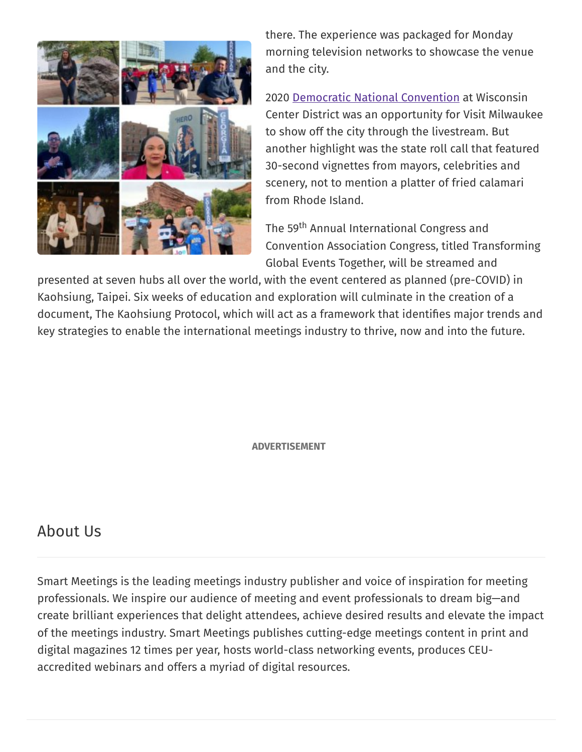there. The experience was packaged for Monday morning television networks to showcase the venue and the city.

2020 Democratic National Convention at Wisconsin Center District was an opportunity for Visit Milwaukee to show off the city through the livestream. But another highlight was the state roll call that featured 30-second vignettes from mayors, celebrities and scenery, not to mention a platter of fried calamari from Rhode Island.

The 59th Annual International Congress and Convention Association Congress, titled Transforming Global Events Together, will be streamed and presented at seven hubs all over the world, with the event centered as planned (pre-COVID) in Kaohsiung, Taipei. Six weeks of education and exploration will culminate in the creation of a document, The Kaohsiung Protocol, which will act as a framework that identifies major trends and key strategies to enable the international meetings industry to thrive, now and into the future.

ADVERTISEMENT

## About Us

Smart Meetings is the leading meetings industry publisher and voice of inspiration for meeting professionals. We inspire our audience of meeting and event professionals to dream big—and create brilliant experiences that delight attendees, achieve desired results and elevate the impact of the meetings industry. Smart Meetings publishes cutting-edge meetings content in print and digital magazines 12 times per year, hosts world-class networking events, produces CEU-accredited webinars and offers a myriad of digital resources.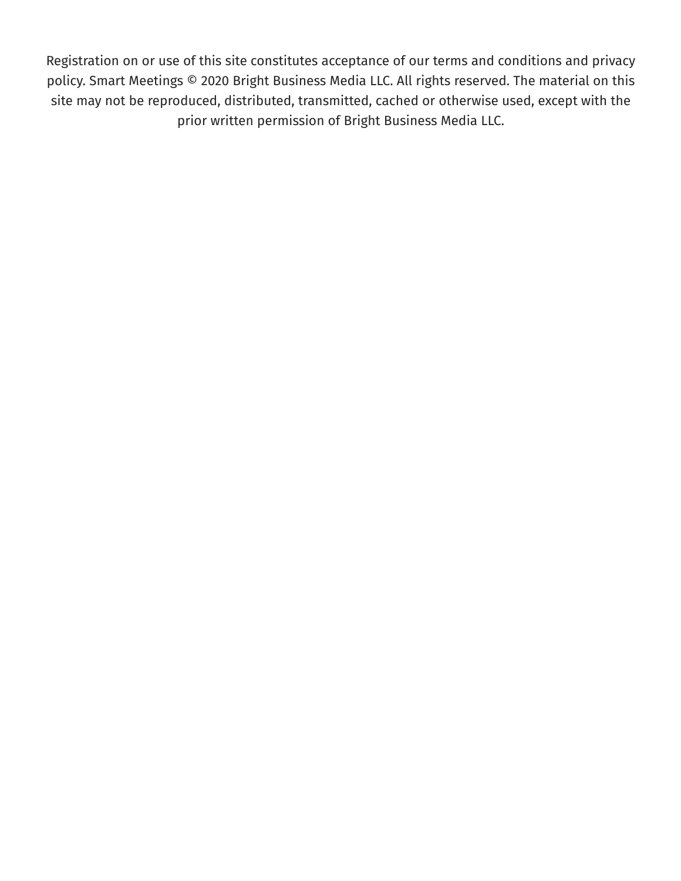Registration on or use of this site constitutes acceptance of our terms and conditions and privacy policy. Smart Meetings © 2020 Bright Business Media LLC. All rights reserved. The material on this site may not be reproduced, distributed, transmitted, cached or otherwise used, except with the prior written permission of Bright Business Media LLC.